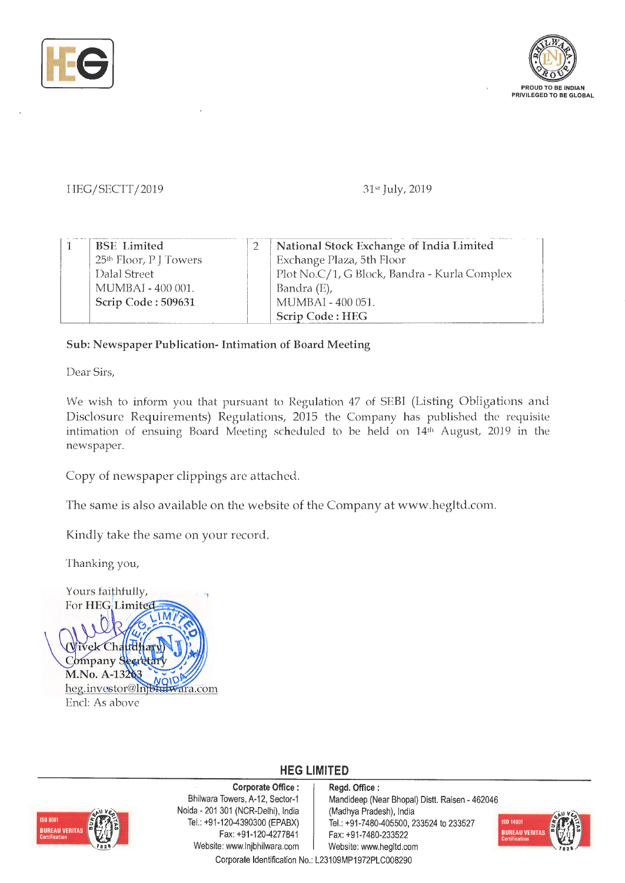HEG/SECTT/2019

31st July, 2019

| 1 | **BSE Limited**<br>25th Floor, P J Towers<br>Dalal Street<br>MUMBAI - 400 001.<br>**Scrip Code : 509631** | 2 | **National Stock Exchange of India Limited**<br>Exchange Plaza, 5th Floor<br>Plot No.C/1, G Block, Bandra - Kurla Complex<br>Bandra (E),<br>MUMBAI - 400 051.<br>**Scrip Code : HEG** |
|---|---|---|---|

**Sub: Newspaper Publication- Intimation of Board Meeting**

Dear Sirs,

We wish to inform you that pursuant to Regulation 47 of SEBI (Listing Obligations and Disclosure Requirements) Regulations, 2015 the Company has published the requisite intimation of ensuing Board Meeting scheduled to be held on 14th August, 2019 in the newspaper.

Copy of newspaper clippings are attached.

The same is also available on the website of the Company at www.hegltd.com.

Kindly take the same on your record.

Thanking you,

Yours faithfully,
For **HEG Limited**

(Vivek Chaudhary)
Company Secretary
**M.No. A-13263**
heg.investor@lnjbhilwara.com

Encl: As above

**HEG LIMITED**

**Corporate Office :** Bhilwara Towers, A-12, Sector-1, Noida - 201 301 (NCR-Delhi), India, Tel.: +91-120-4390300 (EPABX), Fax: +91-120-4277841, Website: www.lnjbhilwara.com

**Regd. Office :** Mandideep (Near Bhopal) Distt. Raisen - 462046 (Madhya Pradesh), India, Tel.: +91-7480-405500, 233524 to 233527, Fax: +91-7480-233522, Website: www.hegltd.com

Corporate Identification No.: L23109MP1972PLC008290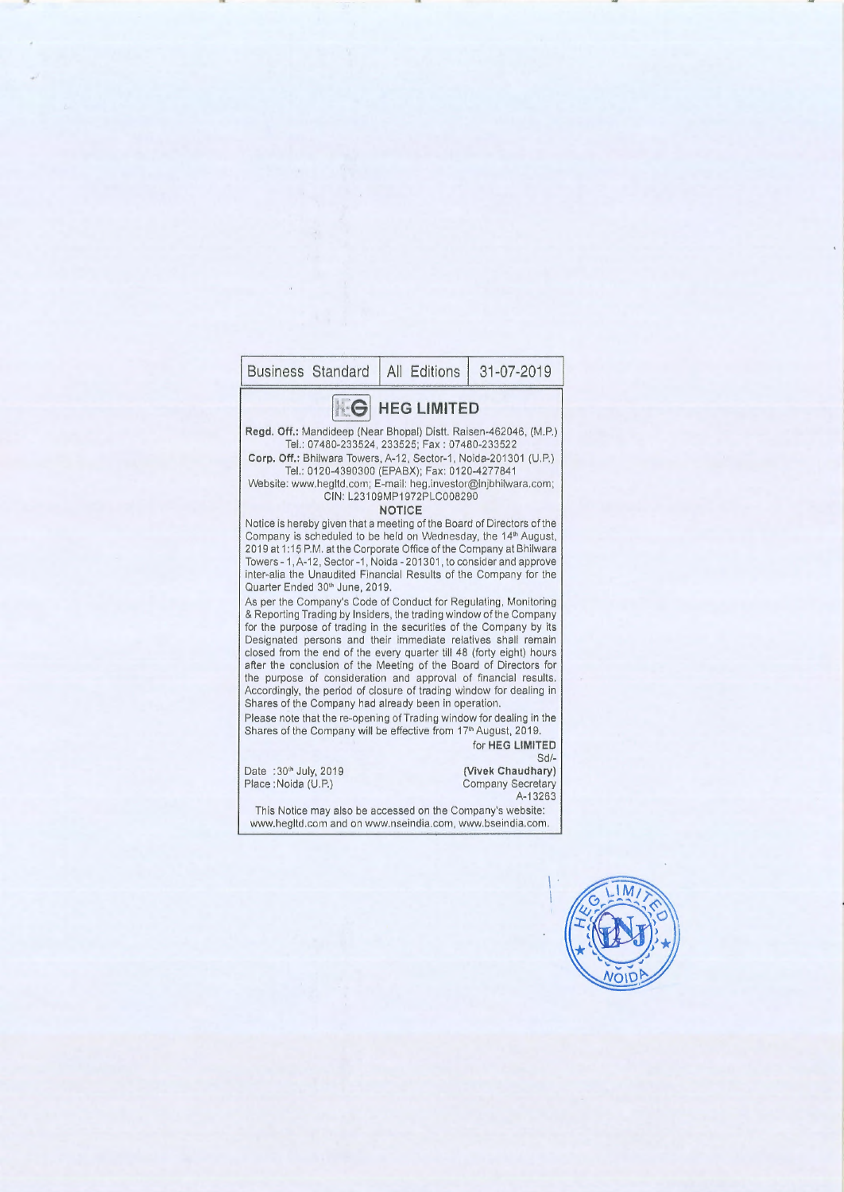| Business Standard | All Editions | 31-07-2019 |
|---|---|---|

# HEG LIMITED

**Regd. Off.:** Mandideep (Near Bhopal) Distt. Raisen-462046, (M.P.)
Tel.: 07480-233524, 233525; Fax : 07480-233522

**Corp. Off.:** Bhilwara Towers, A-12, Sector-1, Noida-201301 (U.P.)
Tel.: 0120-4390300 (EPABX); Fax: 0120-4277841

Website: www.hegltd.com; E-mail: heg.investor@lnjbhilwara.com;
CIN: L23109MP1972PLC008290

**NOTICE**

Notice is hereby given that a meeting of the Board of Directors of the Company is scheduled to be held on Wednesday, the 14th August, 2019 at 1:15 P.M. at the Corporate Office of the Company at Bhilwara Towers - 1, A-12, Sector -1, Noida - 201301, to consider and approve inter-alia the Unaudited Financial Results of the Company for the Quarter Ended 30th June, 2019.

As per the Company's Code of Conduct for Regulating, Monitoring & Reporting Trading by Insiders, the trading window of the Company for the purpose of trading in the securities of the Company by its Designated persons and their immediate relatives shall remain closed from the end of the every quarter till 48 (forty eight) hours after the conclusion of the Meeting of the Board of Directors for the purpose of consideration and approval of financial results. Accordingly, the period of closure of trading window for dealing in Shares of the Company had already been in operation.

Please note that the re-opening of Trading window for dealing in the Shares of the Company will be effective from 17th August, 2019.

for **HEG LIMITED**
Sd/-
**(Vivek Chaudhary)**
Company Secretary
A-13263

Date : 30th July, 2019
Place : Noida (U.P.)

This Notice may also be accessed on the Company's website: www.hegltd.com and on www.nseindia.com, www.bseindia.com.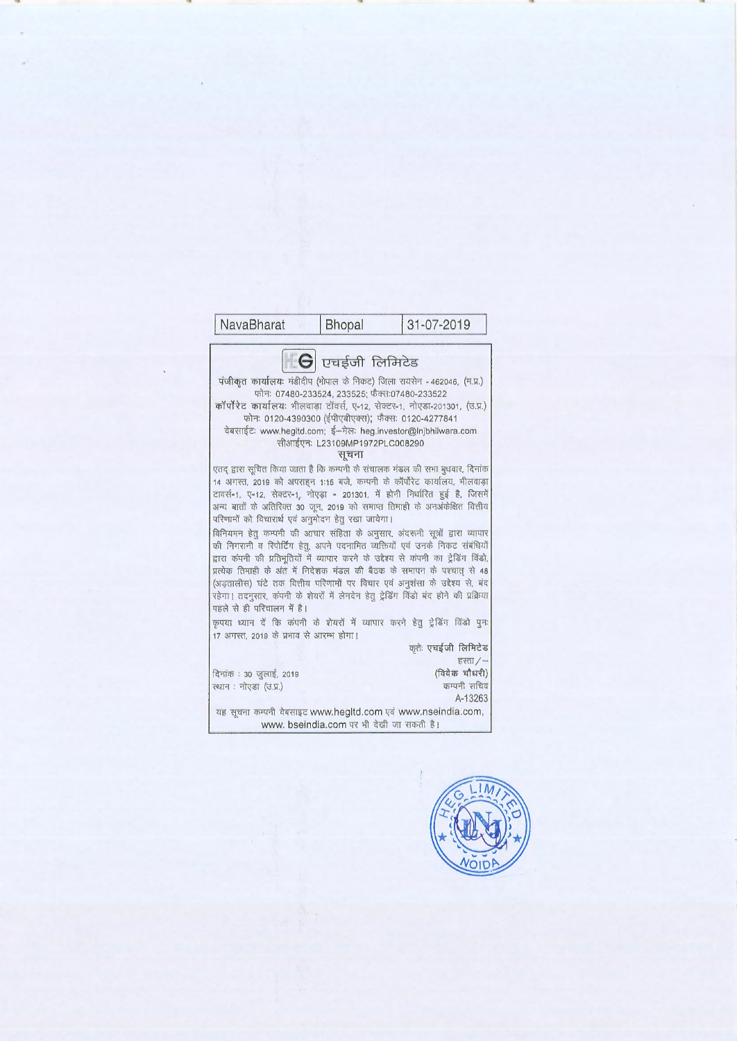| NavaBharat | Bhopal | 31-07-2019 |
|---|---|---|

# एचईजी लिमिटेड

**पंजीकृत कार्यालयः** मंडीदीप (भोपाल के निकट) जिला रायसेन - 462046, (म.प्र.)
फोनः 07480-233524, 233525; फैक्सः07480-233522
**कॉर्पोरेट कार्यालयः** भीलवाड़ा टॉवर्स, ए-12, सेक्टर-1, नोएडा-201301, (उ.प्र.)
फोनः 0120-4390300 (ईपीएबीएक्स); फैक्सः 0120-4277841
वेबसाईटः www.hegltd.com; ई-मेलः heg.investor@lnjbhilwara.com
सीआईएनः L23109MP1972PLC008290

## सूचना

एतद् द्वारा सूचित किया जाता है कि कम्पनी के संचालक मंडल की सभा बुधवार, दिनांक 14 अगस्त, 2019 को अपराह्न 1:15 बजे, कम्पनी के कॉर्पोरेट कार्यालय, भीलवाड़ा टावर्स-1, ए-12, सेक्टर-1, नोएडा - 201301, में होनी निर्धारित हुई है, जिसमें अन्य बातों के अतिरिक्त 30 जून, 2019 को समाप्त तिमाही के अनअंकेक्षित वित्तीय परिणामों को विचारार्थ एवं अनुमोदन हेतु रखा जायेगा।

विनियमन हेतु कम्पनी की आचार संहिता के अनुसार, अंदरूनी सूत्रों द्वारा व्यापार की निगरानी व रिपोर्टिंग हेतु, अपने पदनामित व्यक्तियों एवं उनके निकट संबंधियों द्वारा कंपनी की प्रतिभूतियों में व्यापार करने के उद्देश्य से कंपनी का ट्रेडिंग विंडो, प्रत्येक तिमाही के अंत में निदेशक मंडल की बैठक के समापन के पश्चात् से 48 (अड़तालीस) घंटे तक वित्तीय परिणामों पर विचार एवं अनुशंसा के उद्देश्य से, बंद रहेगा। तदनुसार, कंपनी के शेयरों में लेनदेन हेतु ट्रेडिंग विंडो बंद होने की प्रक्रिया पहले से ही परिचालन में है।

कृपया ध्यान दें कि कंपनी के शेयरों में व्यापार करने हेतु ट्रेडिंग विंडो पुनः 17 अगस्त, 2019 के प्रभाव से आरम्भ होगा।

कृतेः **एचईजी लिमिटेड**
हस्ता/—
**(विवेक चौधरी)**
कम्पनी सचिव
A-13263

दिनांक : 30 जुलाई, 2019
स्थान : नोएडा (उ.प्र.)

यह सूचना कम्पनी वेबसाइट www.hegltd.com एवं www.nseindia.com, www.bseindia.com पर भी देखी जा सकती है।